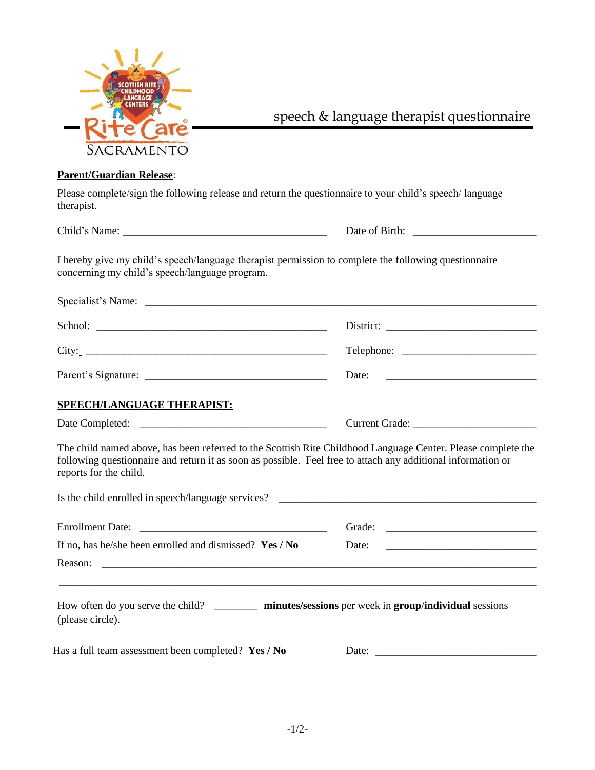Scottish Rite Childhood Language Centers

Rite Care

Sacramento

# speech & language therapist questionnaire

**Parent/Guardian Release**:

Please complete/sign the following release and return the questionnaire to your child's speech/ language therapist.

Child's Name: ______________________________________ Date of Birth: ______________________

I hereby give my child's speech/language therapist permission to complete the following questionnaire concerning my child's speech/language program.

Specialist's Name: ________________________________________________________________________

School: ___________________________________________ District: ___________________________

City: _____________________________________________ Telephone: _________________________

Parent's Signature: _________________________________ Date: ______________________________

**SPEECH/LANGUAGE THERAPIST:**

Date Completed: ___________________________________ Current Grade: ______________________

The child named above, has been referred to the Scottish Rite Childhood Language Center. Please complete the following questionnaire and return it as soon as possible. Feel free to attach any additional information or reports for the child.

Is the child enrolled in speech/language services? ________________________________________________

Enrollment Date: ___________________________________ Grade: _____________________________

If no, has he/she been enrolled and dismissed? **Yes / No** Date: _____________________________

Reason: ___________________________________________________________________________________

___________________________________________________________________________________________

How often do you serve the child? ________ **minutes/sessions** per week in **group**/**individual** sessions (please circle).

Has a full team assessment been completed? **Yes / No** Date: ______________________________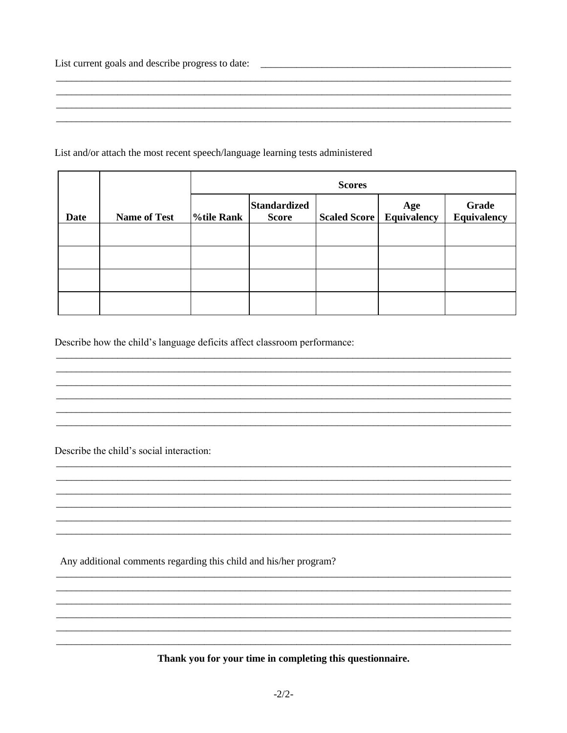List current goals and describe progress to date: ______________________________________________

_____________________________________________________________________________________

_____________________________________________________________________________________

_____________________________________________________________________________________

_____________________________________________________________________________________

List and/or attach the most recent speech/language learning tests administered

| Date | Name of Test | Scores | | | | |
|---|---|---|---|---|---|---|
| | | %tile Rank | Standardized Score | Scaled Score | Age Equivalency | Grade Equivalency |
| | | | | | | |
| | | | | | | |
| | | | | | | |
| | | | | | | |

Describe how the child's language deficits affect classroom performance:

_____________________________________________________________________________________

_____________________________________________________________________________________

_____________________________________________________________________________________

_____________________________________________________________________________________

_____________________________________________________________________________________

_____________________________________________________________________________________

Describe the child's social interaction:

_____________________________________________________________________________________

_____________________________________________________________________________________

_____________________________________________________________________________________

_____________________________________________________________________________________

_____________________________________________________________________________________

_____________________________________________________________________________________

Any additional comments regarding this child and his/her program?

_____________________________________________________________________________________

_____________________________________________________________________________________

_____________________________________________________________________________________

_____________________________________________________________________________________

_____________________________________________________________________________________

_____________________________________________________________________________________

**Thank you for your time in completing this questionnaire.**